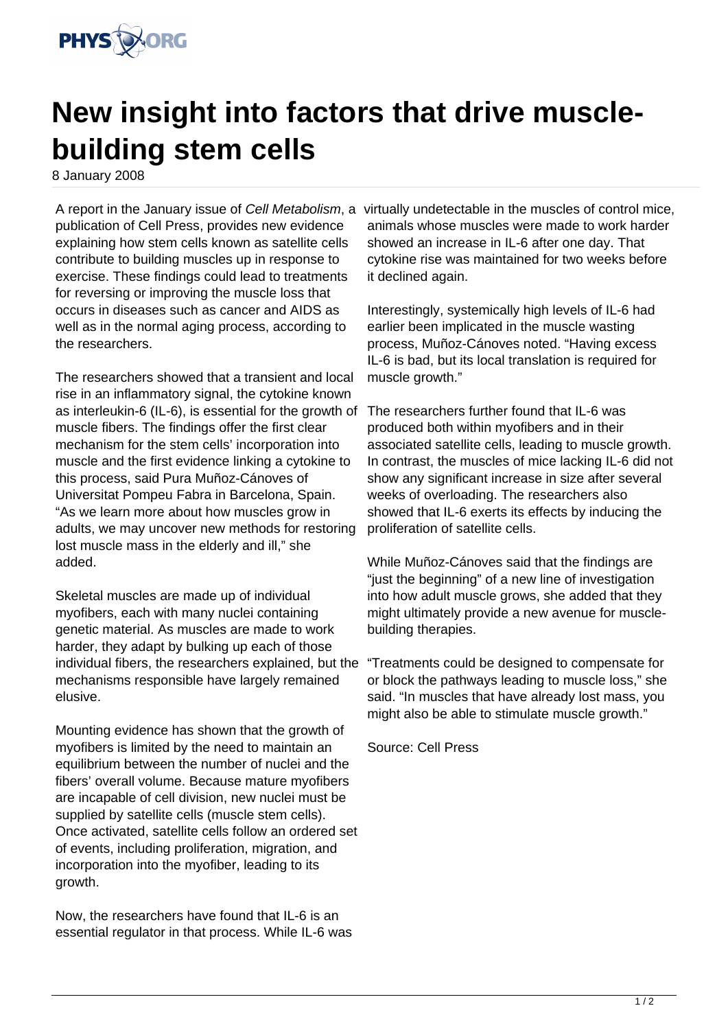# New insight into factors that drive muscle-building stem cells

8 January 2008

A report in the January issue of *Cell Metabolism*, a publication of Cell Press, provides new evidence explaining how stem cells known as satellite cells contribute to building muscles up in response to exercise. These findings could lead to treatments for reversing or improving the muscle loss that occurs in diseases such as cancer and AIDS as well as in the normal aging process, according to the researchers.

The researchers showed that a transient and local rise in an inflammatory signal, the cytokine known as interleukin-6 (IL-6), is essential for the growth of muscle fibers. The findings offer the first clear mechanism for the stem cells' incorporation into muscle and the first evidence linking a cytokine to this process, said Pura Muñoz-Cánoves of Universitat Pompeu Fabra in Barcelona, Spain. "As we learn more about how muscles grow in adults, we may uncover new methods for restoring lost muscle mass in the elderly and ill," she added.

Skeletal muscles are made up of individual myofibers, each with many nuclei containing genetic material. As muscles are made to work harder, they adapt by bulking up each of those individual fibers, the researchers explained, but the mechanisms responsible have largely remained elusive.

Mounting evidence has shown that the growth of myofibers is limited by the need to maintain an equilibrium between the number of nuclei and the fibers' overall volume. Because mature myofibers are incapable of cell division, new nuclei must be supplied by satellite cells (muscle stem cells). Once activated, satellite cells follow an ordered set of events, including proliferation, migration, and incorporation into the myofiber, leading to its growth.

Now, the researchers have found that IL-6 is an essential regulator in that process. While IL-6 was virtually undetectable in the muscles of control mice, animals whose muscles were made to work harder showed an increase in IL-6 after one day. That cytokine rise was maintained for two weeks before it declined again.

Interestingly, systemically high levels of IL-6 had earlier been implicated in the muscle wasting process, Muñoz-Cánoves noted. "Having excess IL-6 is bad, but its local translation is required for muscle growth."

The researchers further found that IL-6 was produced both within myofibers and in their associated satellite cells, leading to muscle growth. In contrast, the muscles of mice lacking IL-6 did not show any significant increase in size after several weeks of overloading. The researchers also showed that IL-6 exerts its effects by inducing the proliferation of satellite cells.

While Muñoz-Cánoves said that the findings are "just the beginning" of a new line of investigation into how adult muscle grows, she added that they might ultimately provide a new avenue for muscle-building therapies.

"Treatments could be designed to compensate for or block the pathways leading to muscle loss," she said. "In muscles that have already lost mass, you might also be able to stimulate muscle growth."

Source: Cell Press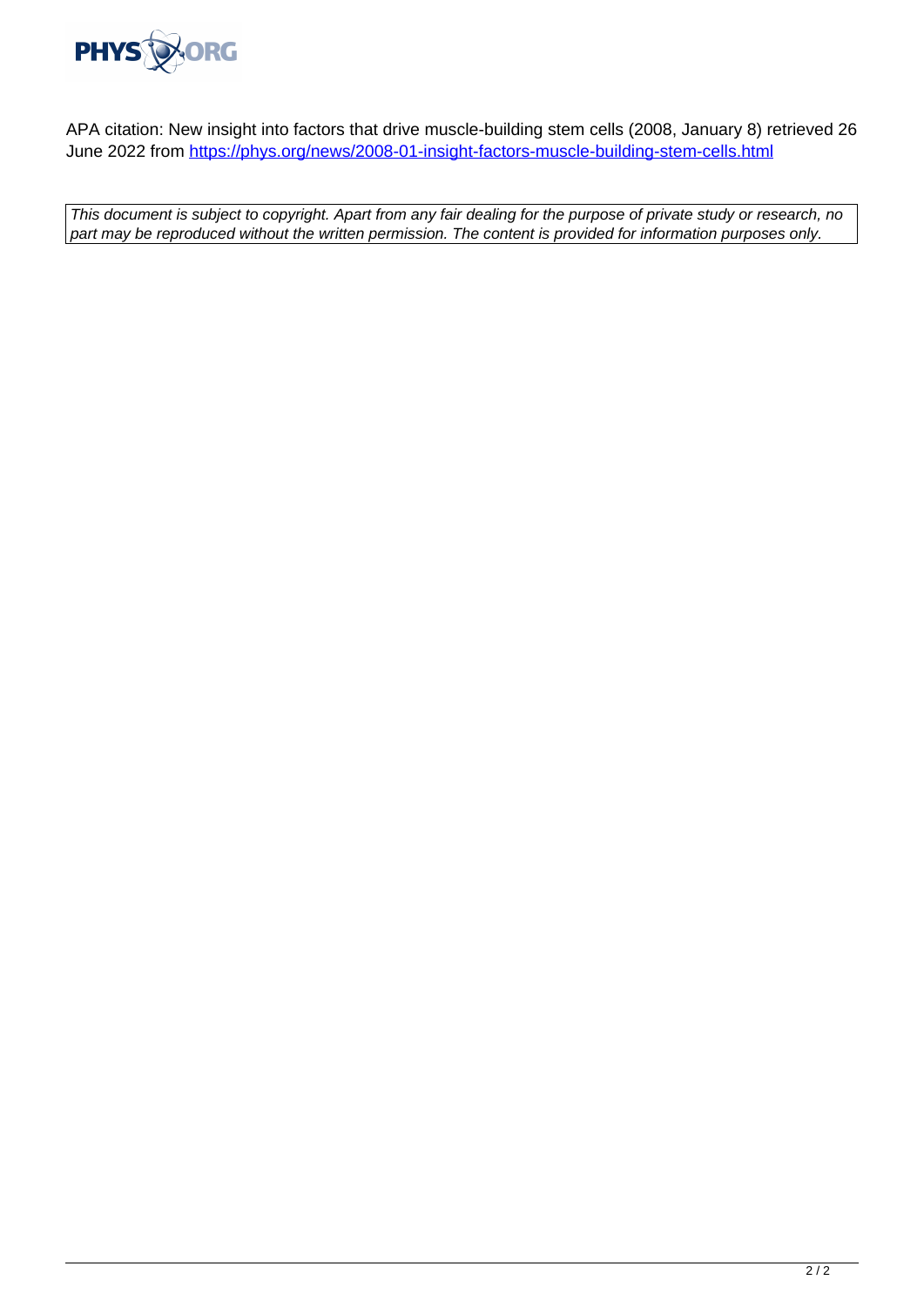APA citation: New insight into factors that drive muscle-building stem cells (2008, January 8) retrieved 26 June 2022 from https://phys.org/news/2008-01-insight-factors-muscle-building-stem-cells.html

*This document is subject to copyright. Apart from any fair dealing for the purpose of private study or research, no part may be reproduced without the written permission. The content is provided for information purposes only.*